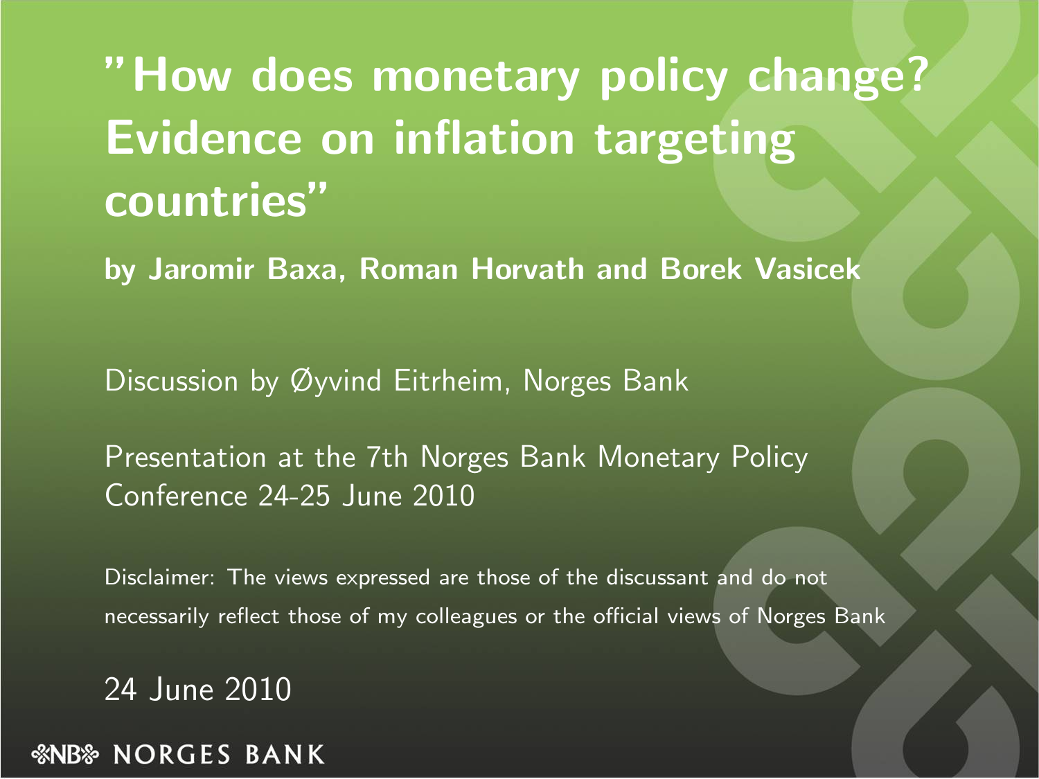# "How does monetary policy change? Evidence on inflation targeting countries"

**by Jaromir Baxa, Roman Horvath and Borek Vasicek**

Discussion by Øyvind Eitrheim, Norges Bank

Presentation at the 7th Norges Bank Monetary Policy Conference 24-25 June 2010

Disclaimer: The views expressed are those of the discussant and do not necessarily reflect those of my colleagues or the official views of Norges Bank

24 June 2010

NORGES BANK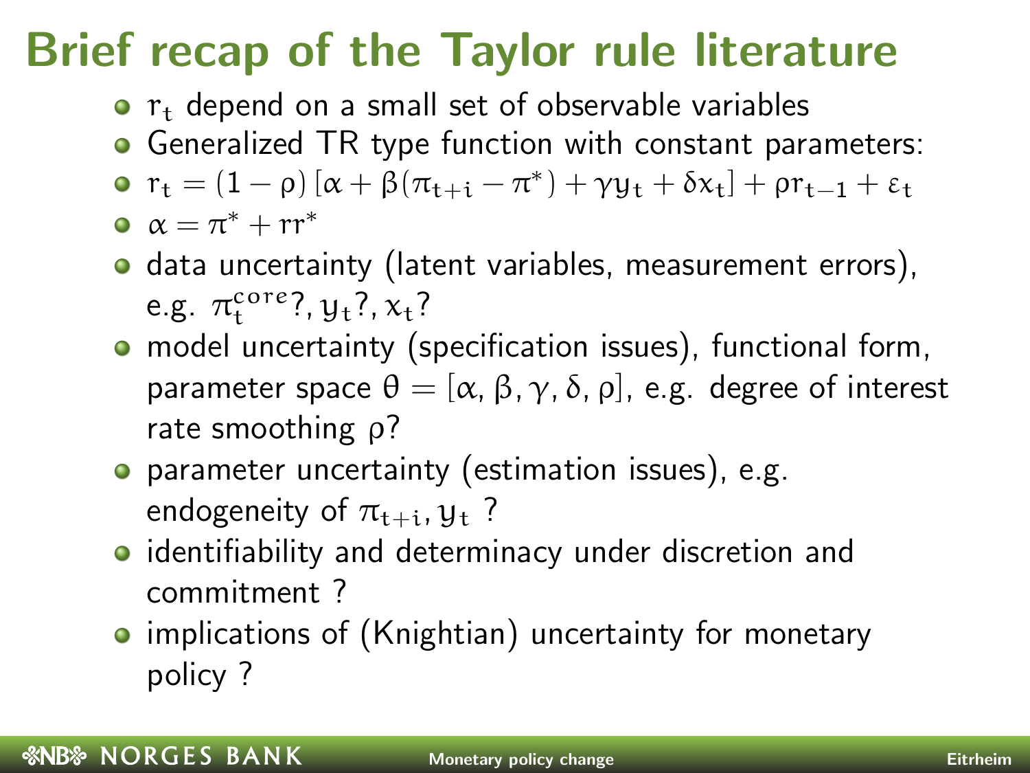# Brief recap of the Taylor rule literature

- $r_t$ depend on a small set of observable variables
- Generalized TR type function with constant parameters:
- $r_t = (1 - \rho)\left[\alpha + \beta(\pi_{t+i} - \pi^*) + \gamma y_t + \delta x_t\right] + \rho r_{t-1} + \varepsilon_t$
- $\alpha = \pi^* + rr^*$
- data uncertainty (latent variables, measurement errors), e.g. $\pi_t^{core}$?, $y_t$?, $x_t$?
- model uncertainty (specification issues), functional form, parameter space $\theta = [\alpha, \beta, \gamma, \delta, \rho]$, e.g. degree of interest rate smoothing $\rho$?
- parameter uncertainty (estimation issues), e.g. endogeneity of $\pi_{t+i}, y_t$ ?
- identifiability and determinacy under discretion and commitment ?
- implications of (Knightian) uncertainty for monetary policy ?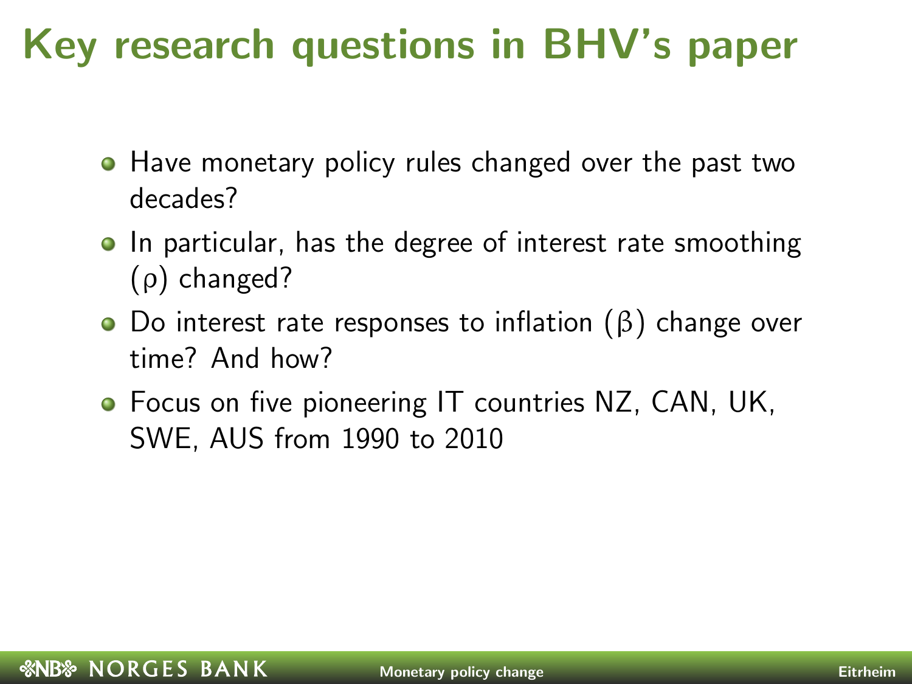# Key research questions in BHV's paper

- Have monetary policy rules changed over the past two decades?
- In particular, has the degree of interest rate smoothing ($\rho$) changed?
- Do interest rate responses to inflation ($\beta$) change over time? And how?
- Focus on five pioneering IT countries NZ, CAN, UK, SWE, AUS from 1990 to 2010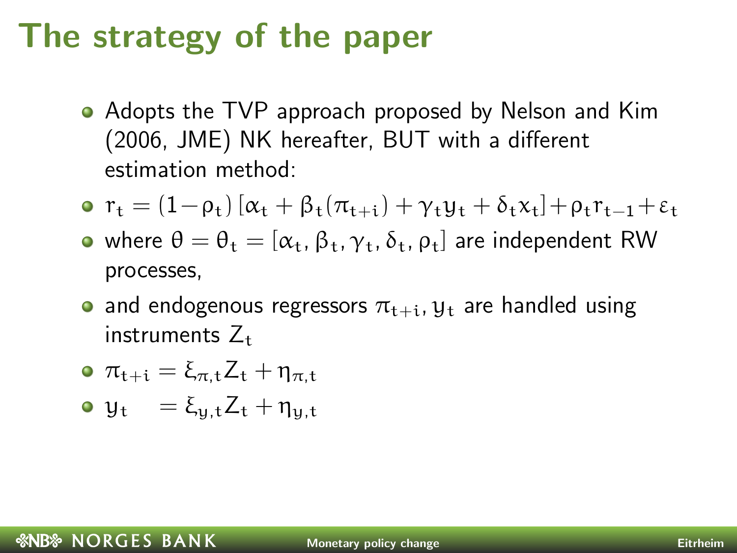# The strategy of the paper

- Adopts the TVP approach proposed by Nelson and Kim (2006, JME) NK hereafter, BUT with a different estimation method:
- $r_t = (1-\rho_t)\left[\alpha_t + \beta_t(\pi_{t+i}) + \gamma_t y_t + \delta_t x_t\right] + \rho_t r_{t-1} + \varepsilon_t$
- where $\theta = \theta_t = [\alpha_t, \beta_t, \gamma_t, \delta_t, \rho_t]$ are independent RW processes,
- and endogenous regressors $\pi_{t+i}, y_t$ are handled using instruments $Z_t$
- $\pi_{t+i} = \xi_{\pi,t} Z_t + \eta_{\pi,t}$
- $y_t \quad = \xi_{y,t} Z_t + \eta_{y,t}$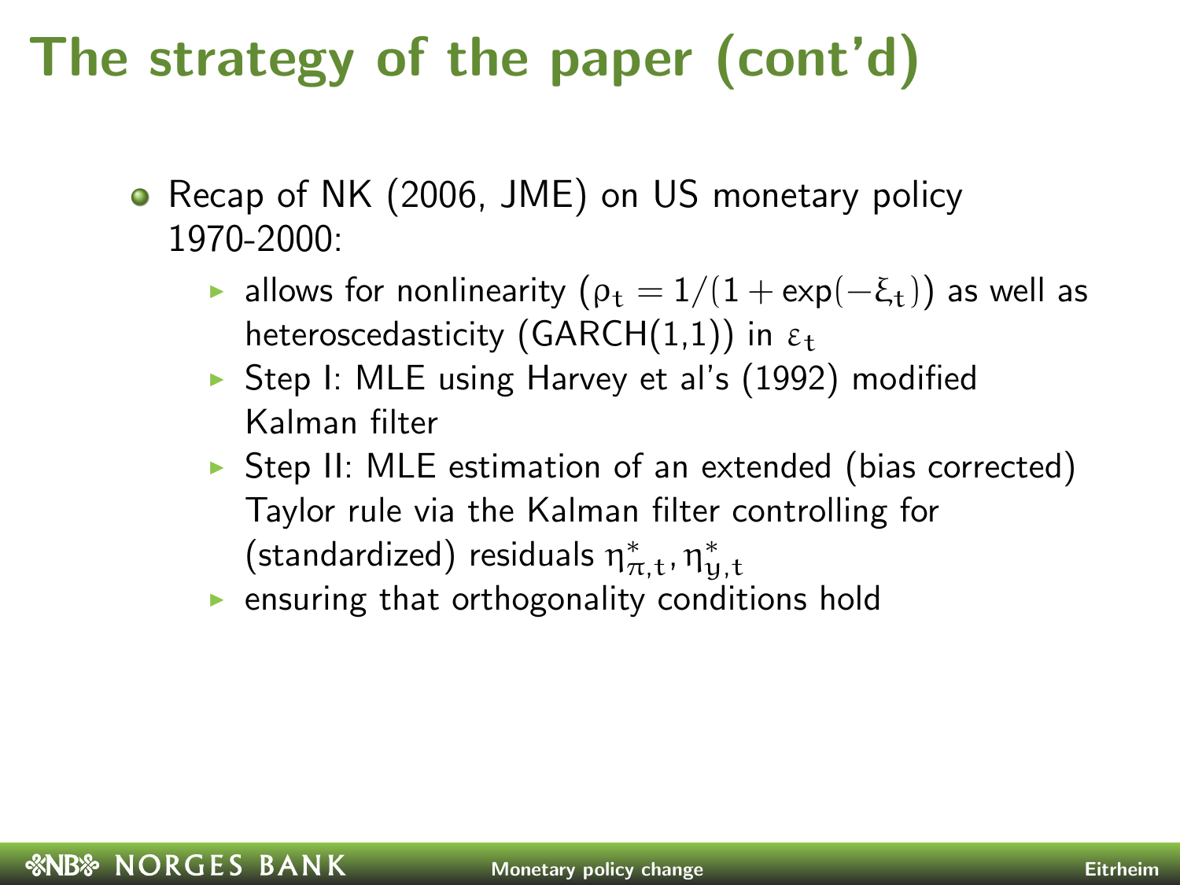# The strategy of the paper (cont'd)

- Recap of NK (2006, JME) on US monetary policy 1970-2000:
  - allows for nonlinearity ($\rho_t = 1/(1 + \exp(-\xi_t))$) as well as heteroscedasticity (GARCH(1,1)) in $\varepsilon_t$
  - Step I: MLE using Harvey et al's (1992) modified Kalman filter
  - Step II: MLE estimation of an extended (bias corrected) Taylor rule via the Kalman filter controlling for (standardized) residuals $\eta^*_{\pi,t}, \eta^*_{y,t}$
  - ensuring that orthogonality conditions hold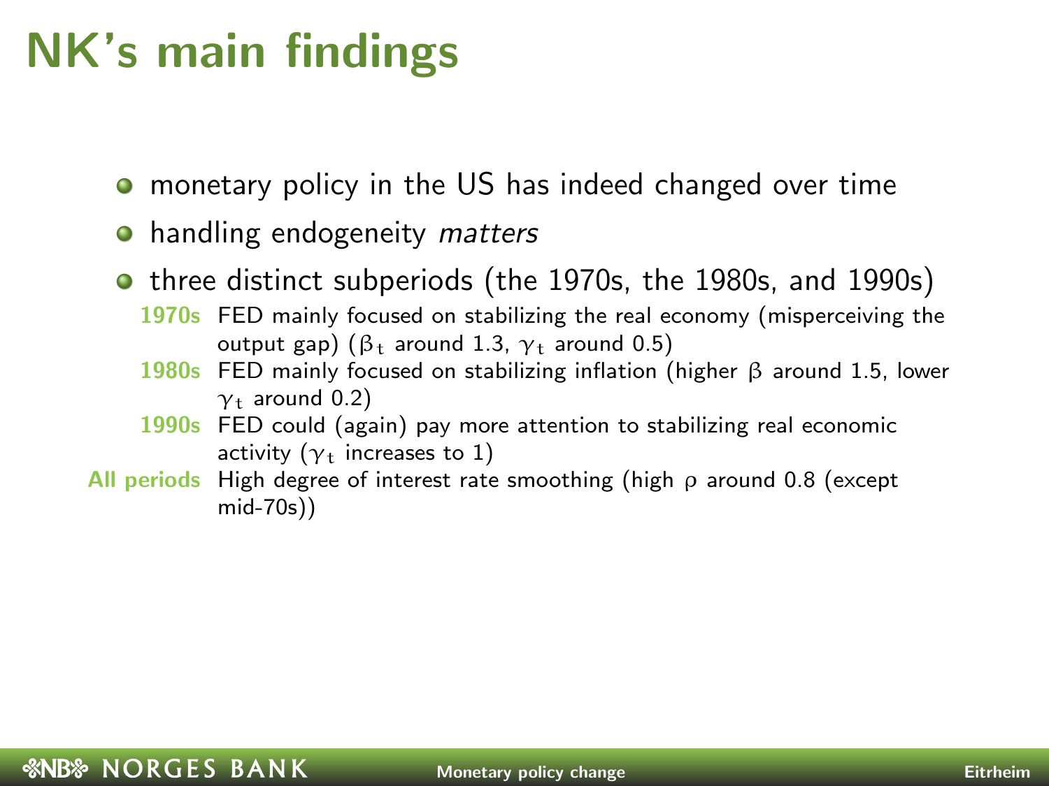# NK's main findings

- monetary policy in the US has indeed changed over time
- handling endogeneity *matters*
- three distinct subperiods (the 1970s, the 1980s, and 1990s)

**1970s** FED mainly focused on stabilizing the real economy (misperceiving the output gap) ($\beta_t$ around 1.3, $\gamma_t$ around 0.5)

**1980s** FED mainly focused on stabilizing inflation (higher $\beta$ around 1.5, lower $\gamma_t$ around 0.2)

**1990s** FED could (again) pay more attention to stabilizing real economic activity ($\gamma_t$ increases to 1)

**All periods** High degree of interest rate smoothing (high $\rho$ around 0.8 (except mid-70s))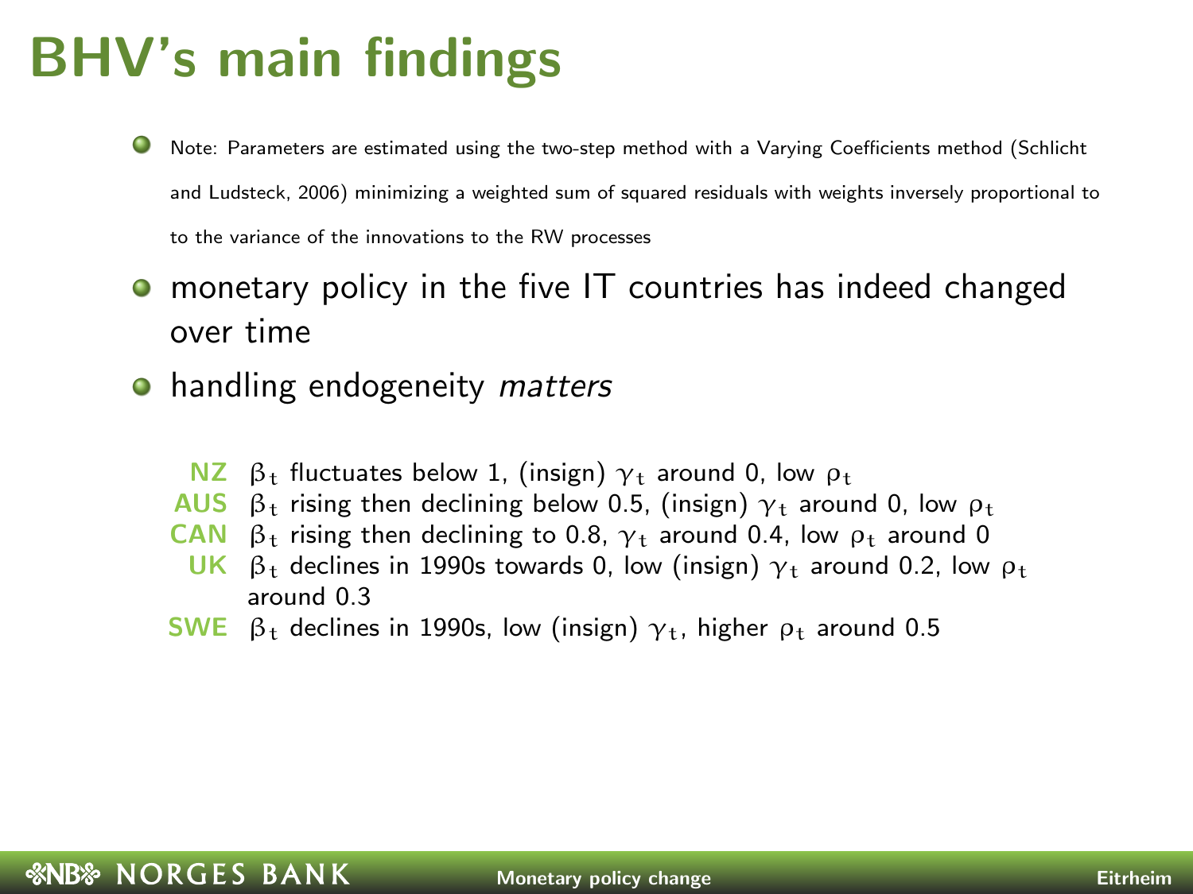# BHV's main findings

- Note: Parameters are estimated using the two-step method with a Varying Coefficients method (Schlicht and Ludsteck, 2006) minimizing a weighted sum of squared residuals with weights inversely proportional to to the variance of the innovations to the RW processes
- monetary policy in the five IT countries has indeed changed over time
- handling endogeneity *matters*

**NZ** $\beta_t$ fluctuates below 1, (insign) $\gamma_t$ around 0, low $\rho_t$

**AUS** $\beta_t$ rising then declining below 0.5, (insign) $\gamma_t$ around 0, low $\rho_t$

**CAN** $\beta_t$ rising then declining to 0.8, $\gamma_t$ around 0.4, low $\rho_t$ around 0

**UK** $\beta_t$ declines in 1990s towards 0, low (insign) $\gamma_t$ around 0.2, low $\rho_t$ around 0.3

**SWE** $\beta_t$ declines in 1990s, low (insign) $\gamma_t$, higher $\rho_t$ around 0.5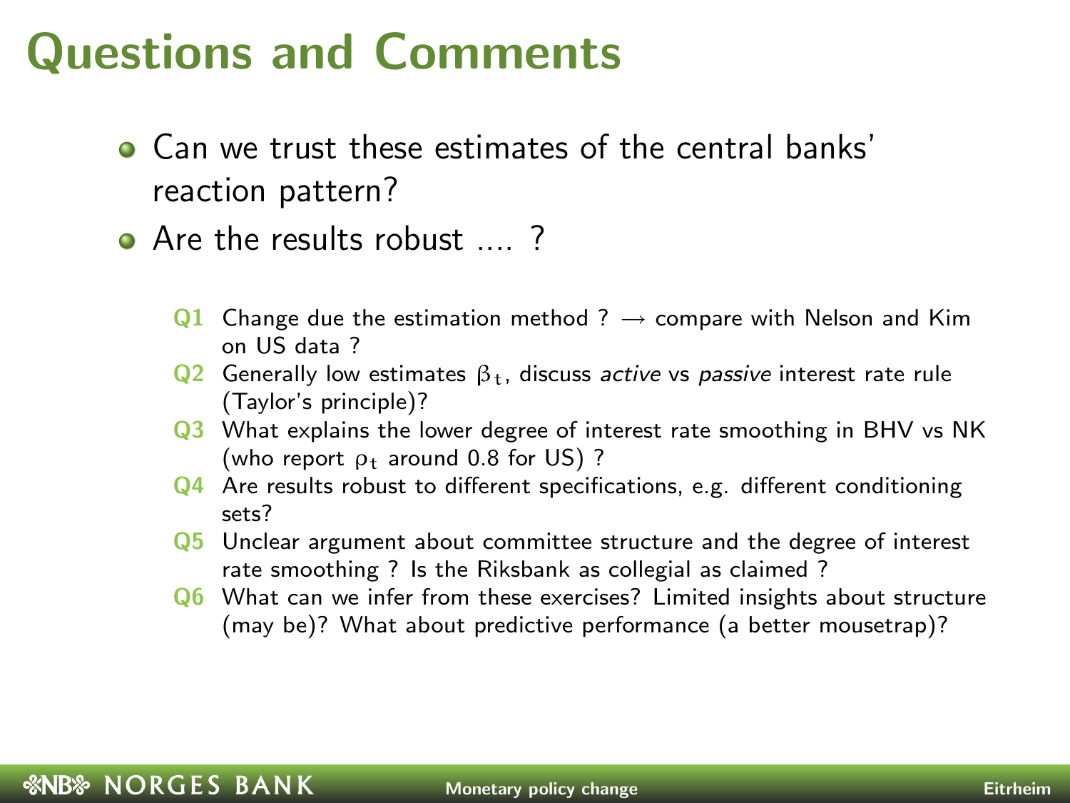# Questions and Comments

- Can we trust these estimates of the central banks' reaction pattern?
- Are the results robust .... ?

**Q1** Change due the estimation method ? → compare with Nelson and Kim on US data ?

**Q2** Generally low estimates $\beta_t$, discuss *active* vs *passive* interest rate rule (Taylor's principle)?

**Q3** What explains the lower degree of interest rate smoothing in BHV vs NK (who report $\rho_t$ around 0.8 for US) ?

**Q4** Are results robust to different specifications, e.g. different conditioning sets?

**Q5** Unclear argument about committee structure and the degree of interest rate smoothing ? Is the Riksbank as collegial as claimed ?

**Q6** What can we infer from these exercises? Limited insights about structure (may be)? What about predictive performance (a better mousetrap)?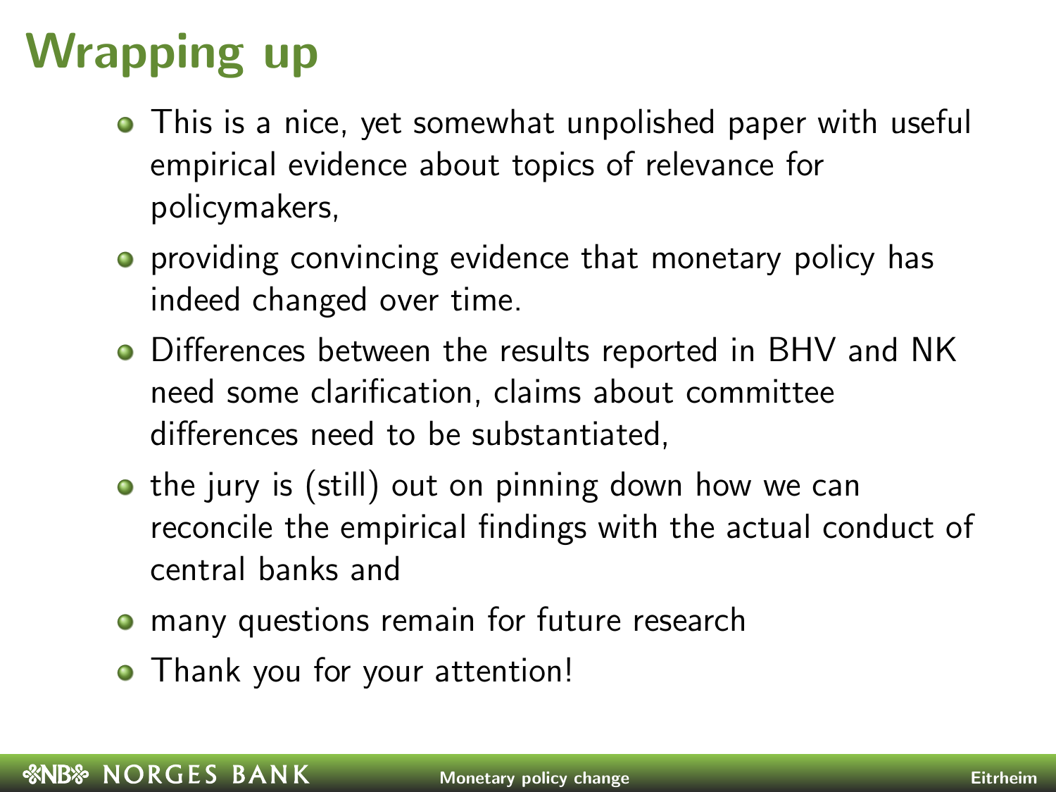# Wrapping up

- This is a nice, yet somewhat unpolished paper with useful empirical evidence about topics of relevance for policymakers,
- providing convincing evidence that monetary policy has indeed changed over time.
- Differences between the results reported in BHV and NK need some clarification, claims about committee differences need to be substantiated,
- the jury is (still) out on pinning down how we can reconcile the empirical findings with the actual conduct of central banks and
- many questions remain for future research
- Thank you for your attention!